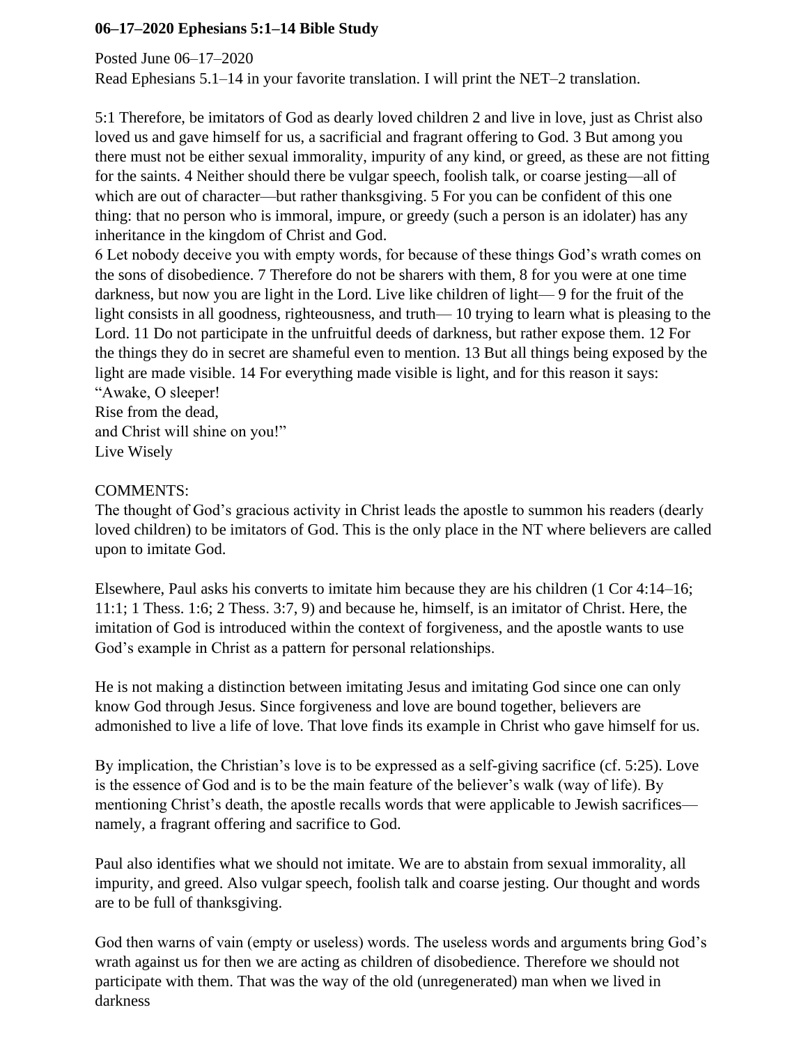**06–17–2020 Ephesians 5:1–14 Bible Study**

Posted June 06–17–2020
Read Ephesians 5.1–14 in your favorite translation. I will print the NET–2 translation.

5:1 Therefore, be imitators of God as dearly loved children 2 and live in love, just as Christ also loved us and gave himself for us, a sacrificial and fragrant offering to God. 3 But among you there must not be either sexual immorality, impurity of any kind, or greed, as these are not fitting for the saints. 4 Neither should there be vulgar speech, foolish talk, or coarse jesting—all of which are out of character—but rather thanksgiving. 5 For you can be confident of this one thing: that no person who is immoral, impure, or greedy (such a person is an idolater) has any inheritance in the kingdom of Christ and God.
6 Let nobody deceive you with empty words, for because of these things God's wrath comes on the sons of disobedience. 7 Therefore do not be sharers with them, 8 for you were at one time darkness, but now you are light in the Lord. Live like children of light— 9 for the fruit of the light consists in all goodness, righteousness, and truth— 10 trying to learn what is pleasing to the Lord. 11 Do not participate in the unfruitful deeds of darkness, but rather expose them. 12 For the things they do in secret are shameful even to mention. 13 But all things being exposed by the light are made visible. 14 For everything made visible is light, and for this reason it says:
"Awake, O sleeper!
Rise from the dead,
and Christ will shine on you!"
Live Wisely

COMMENTS:
The thought of God's gracious activity in Christ leads the apostle to summon his readers (dearly loved children) to be imitators of God. This is the only place in the NT where believers are called upon to imitate God.

Elsewhere, Paul asks his converts to imitate him because they are his children (1 Cor 4:14–16; 11:1; 1 Thess. 1:6; 2 Thess. 3:7, 9) and because he, himself, is an imitator of Christ. Here, the imitation of God is introduced within the context of forgiveness, and the apostle wants to use God's example in Christ as a pattern for personal relationships.

He is not making a distinction between imitating Jesus and imitating God since one can only know God through Jesus. Since forgiveness and love are bound together, believers are admonished to live a life of love. That love finds its example in Christ who gave himself for us.

By implication, the Christian's love is to be expressed as a self-giving sacrifice (cf. 5:25). Love is the essence of God and is to be the main feature of the believer's walk (way of life). By mentioning Christ's death, the apostle recalls words that were applicable to Jewish sacrifices—namely, a fragrant offering and sacrifice to God.

Paul also identifies what we should not imitate. We are to abstain from sexual immorality, all impurity, and greed. Also vulgar speech, foolish talk and coarse jesting. Our thought and words are to be full of thanksgiving.

God then warns of vain (empty or useless) words. The useless words and arguments bring God's wrath against us for then we are acting as children of disobedience. Therefore we should not participate with them. That was the way of the old (unregenerated) man when we lived in darkness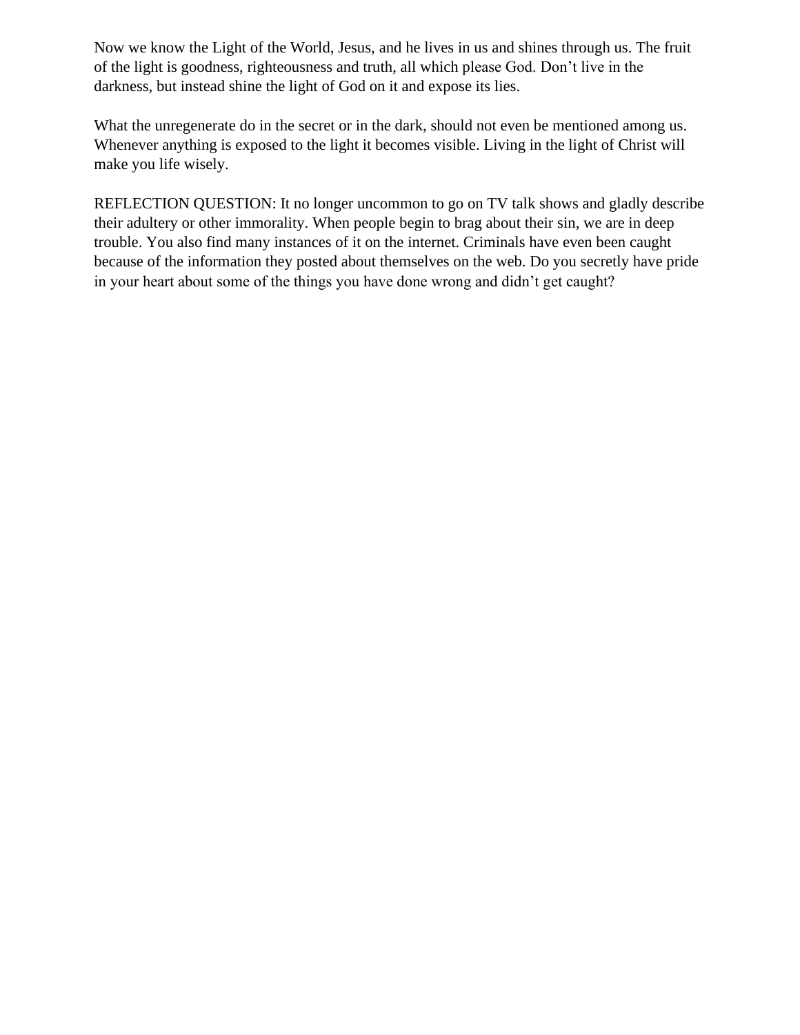Now we know the Light of the World, Jesus, and he lives in us and shines through us. The fruit of the light is goodness, righteousness and truth, all which please God. Don't live in the darkness, but instead shine the light of God on it and expose its lies.

What the unregenerate do in the secret or in the dark, should not even be mentioned among us. Whenever anything is exposed to the light it becomes visible. Living in the light of Christ will make you life wisely.

REFLECTION QUESTION: It no longer uncommon to go on TV talk shows and gladly describe their adultery or other immorality. When people begin to brag about their sin, we are in deep trouble. You also find many instances of it on the internet. Criminals have even been caught because of the information they posted about themselves on the web. Do you secretly have pride in your heart about some of the things you have done wrong and didn't get caught?